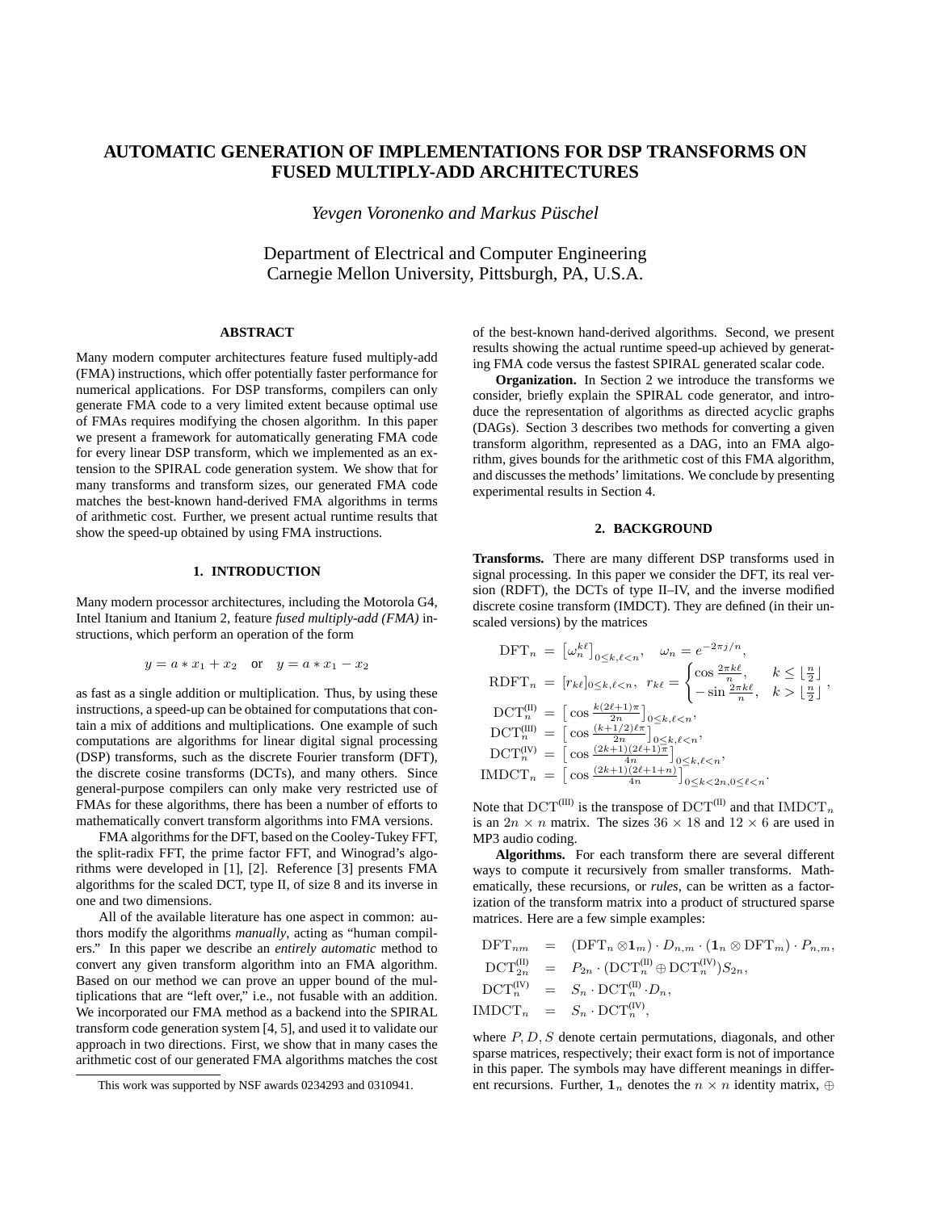# AUTOMATIC GENERATION OF IMPLEMENTATIONS FOR DSP TRANSFORMS ON FUSED MULTIPLY-ADD ARCHITECTURES

*Yevgen Voronenko and Markus Püschel*

Department of Electrical and Computer Engineering
Carnegie Mellon University, Pittsburgh, PA, U.S.A.

## ABSTRACT

Many modern computer architectures feature fused multiply-add (FMA) instructions, which offer potentially faster performance for numerical applications. For DSP transforms, compilers can only generate FMA code to a very limited extent because optimal use of FMAs requires modifying the chosen algorithm. In this paper we present a framework for automatically generating FMA code for every linear DSP transform, which we implemented as an extension to the SPIRAL code generation system. We show that for many transforms and transform sizes, our generated FMA code matches the best-known hand-derived FMA algorithms in terms of arithmetic cost. Further, we present actual runtime results that show the speed-up obtained by using FMA instructions.

## 1. INTRODUCTION

Many modern processor architectures, including the Motorola G4, Intel Itanium and Itanium 2, feature *fused multiply-add (FMA)* instructions, which perform an operation of the form

$$y = a * x_1 + x_2 \quad \text{or} \quad y = a * x_1 - x_2$$

as fast as a single addition or multiplication. Thus, by using these instructions, a speed-up can be obtained for computations that contain a mix of additions and multiplications. One example of such computations are algorithms for linear digital signal processing (DSP) transforms, such as the discrete Fourier transform (DFT), the discrete cosine transforms (DCTs), and many others. Since general-purpose compilers can only make very restricted use of FMAs for these algorithms, there has been a number of efforts to mathematically convert transform algorithms into FMA versions.

FMA algorithms for the DFT, based on the Cooley-Tukey FFT, the split-radix FFT, the prime factor FFT, and Winograd's algorithms were developed in [1], [2]. Reference [3] presents FMA algorithms for the scaled DCT, type II, of size 8 and its inverse in one and two dimensions.

All of the available literature has one aspect in common: authors modify the algorithms *manually*, acting as "human compilers." In this paper we describe an *entirely automatic* method to convert any given transform algorithm into an FMA algorithm. Based on our method we can prove an upper bound of the multiplications that are "left over," i.e., not fusable with an addition. We incorporated our FMA method as a backend into the SPIRAL transform code generation system [4, 5], and used it to validate our approach in two directions. First, we show that in many cases the arithmetic cost of our generated FMA algorithms matches the cost of the best-known hand-derived algorithms. Second, we present results showing the actual runtime speed-up achieved by generating FMA code versus the fastest SPIRAL generated scalar code.

**Organization.** In Section 2 we introduce the transforms we consider, briefly explain the SPIRAL code generator, and introduce the representation of algorithms as directed acyclic graphs (DAGs). Section 3 describes two methods for converting a given transform algorithm, represented as a DAG, into an FMA algorithm, gives bounds for the arithmetic cost of this FMA algorithm, and discusses the methods' limitations. We conclude by presenting experimental results in Section 4.

This work was supported by NSF awards 0234293 and 0310941.

## 2. BACKGROUND

**Transforms.** There are many different DSP transforms used in signal processing. In this paper we consider the DFT, its real version (RDFT), the DCTs of type II–IV, and the inverse modified discrete cosine transform (IMDCT). They are defined (in their unscaled versions) by the matrices

$$
\begin{aligned}
\mathrm{DFT}_n &= \left[\omega_n^{k\ell}\right]_{0\le k,\ell<n}, \quad \omega_n = e^{-2\pi j/n},\\
\mathrm{RDFT}_n &= [r_{k\ell}]_{0\le k,\ell<n}, \;\; r_{k\ell} = \begin{cases}\cos\frac{2\pi k\ell}{n}, & k \le \lfloor\frac{n}{2}\rfloor\\ -\sin\frac{2\pi k\ell}{n}, & k > \lfloor\frac{n}{2}\rfloor\end{cases},\\
\mathrm{DCT}_n^{(\mathrm{II})} &= \left[\cos\tfrac{k(2\ell+1)\pi}{2n}\right]_{0\le k,\ell<n},\\
\mathrm{DCT}_n^{(\mathrm{III})} &= \left[\cos\tfrac{(k+1/2)\ell\pi}{2n}\right]_{0\le k,\ell<n},\\
\mathrm{DCT}_n^{(\mathrm{IV})} &= \left[\cos\tfrac{(2k+1)(2\ell+1)\pi}{4n}\right]_{0\le k,\ell<n},\\
\mathrm{IMDCT}_n &= \left[\cos\tfrac{(2k+1)(2\ell+1+n)}{4n}\right]_{0\le k<2n, 0\le \ell<n}.
\end{aligned}
$$

Note that $\mathrm{DCT}^{(\mathrm{III})}$ is the transpose of $\mathrm{DCT}^{(\mathrm{II})}$ and that $\mathrm{IMDCT}_n$ is an $2n \times n$ matrix. The sizes $36 \times 18$ and $12 \times 6$ are used in MP3 audio coding.

**Algorithms.** For each transform there are several different ways to compute it recursively from smaller transforms. Mathematically, these recursions, or *rules*, can be written as a factorization of the transform matrix into a product of structured sparse matrices. Here are a few simple examples:

$$
\begin{aligned}
\mathrm{DFT}_{nm} &= (\mathrm{DFT}_n \otimes \mathbf{1}_m) \cdot D_{n,m} \cdot (\mathbf{1}_n \otimes \mathrm{DFT}_m) \cdot P_{n,m},\\
\mathrm{DCT}_{2n}^{(\mathrm{II})} &= P_{2n} \cdot (\mathrm{DCT}_n^{(\mathrm{II})} \oplus \mathrm{DCT}_n^{(\mathrm{IV})}) S_{2n},\\
\mathrm{DCT}_n^{(\mathrm{IV})} &= S_n \cdot \mathrm{DCT}_n^{(\mathrm{II})} \cdot D_n,\\
\mathrm{IMDCT}_n &= S_n \cdot \mathrm{DCT}_n^{(\mathrm{IV})},
\end{aligned}
$$

where $P, D, S$ denote certain permutations, diagonals, and other sparse matrices, respectively; their exact form is not of importance in this paper. The symbols may have different meanings in different recursions. Further, $\mathbf{1}_n$ denotes the $n \times n$ identity matrix, $\oplus$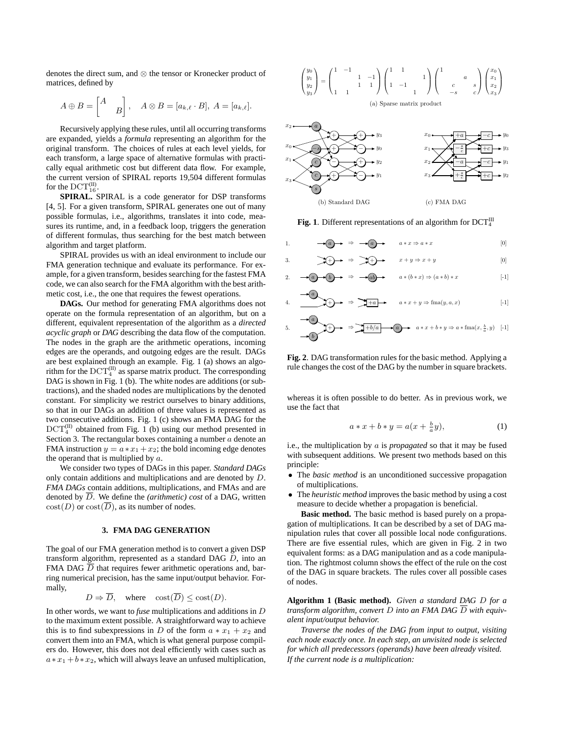denotes the direct sum, and $\otimes$ the tensor or Kronecker product of matrices, defined by

$$A \oplus B = \begin{bmatrix} A & \\ & B \end{bmatrix}, \quad A \otimes B = [a_{k,\ell} \cdot B],\ A = [a_{k,\ell}].$$

Recursively applying these rules, until all occurring transforms are expanded, yields a *formula* representing an algorithm for the original transform. The choices of rules at each level yields, for each transform, a large space of alternative formulas with practically equal arithmetic cost but different data flow. For example, the current version of SPIRAL reports 19,504 different formulas for the $\mathrm{DCT}_{16}^{(\mathrm{II})}$.

**SPIRAL.** SPIRAL is a code generator for DSP transforms [4, 5]. For a given transform, SPIRAL generates one out of many possible formulas, i.e., algorithms, translates it into code, measures its runtime, and, in a feedback loop, triggers the generation of different formulas, thus searching for the best match between algorithm and target platform.

SPIRAL provides us with an ideal environment to include our FMA generation technique and evaluate its performance. For example, for a given transform, besides searching for the fastest FMA code, we can also search for the FMA algorithm with the best arithmetic cost, i.e., the one that requires the fewest operations.

**DAGs.** Our method for generating FMA algorithms does not operate on the formula representation of an algorithm, but on a different, equivalent representation of the algorithm as a *directed acyclic graph* or *DAG* describing the data flow of the computation. The nodes in the graph are the arithmetic operations, incoming edges are the operands, and outgoing edges are the result. DAGs are best explained through an example. Fig. 1 (a) shows an algorithm for the $\mathrm{DCT}_4^{(\mathrm{II})}$ as sparse matrix product. The corresponding DAG is shown in Fig. 1 (b). The white nodes are additions (or subtractions), and the shaded nodes are multiplications by the denoted constant. For simplicity we restrict ourselves to binary additions, so that in our DAGs an addition of three values is represented as two consecutive additions. Fig. 1 (c) shows an FMA DAG for the $\mathrm{DCT}_4^{(\mathrm{II})}$ obtained from Fig. 1 (b) using our method presented in Section 3. The rectangular boxes containing a number $a$ denote an FMA instruction $y = a * x_1 + x_2$; the bold incoming edge denotes the operand that is multiplied by $a$.

We consider two types of DAGs in this paper. *Standard DAGs* only contain additions and multiplications and are denoted by $D$. *FMA DAGs* contain additions, multiplications, and FMAs and are denoted by $\overline{D}$. We define the *(arithmetic) cost* of a DAG, written $\mathrm{cost}(D)$ or $\mathrm{cost}(\overline{D})$, as its number of nodes.

## 3. FMA DAG GENERATION

The goal of our FMA generation method is to convert a given DSP transform algorithm, represented as a standard DAG $D$, into an FMA DAG $\overline{D}$ that requires fewer arithmetic operations and, barring numerical precision, has the same input/output behavior. Formally,

$$D \Rightarrow \overline{D}, \quad \text{where} \quad \mathrm{cost}(\overline{D}) \leq \mathrm{cost}(D).$$

In other words, we want to *fuse* multiplications and additions in $D$ to the maximum extent possible. A straightforward way to achieve this is to find subexpressions in $D$ of the form $a * x_1 + x_2$ and convert them into an FMA, which is what general purpose compilers do. However, this does not deal efficiently with cases such as $a * x_1 + b * x_2$, which will always leave an unfused multiplication,

$$\begin{pmatrix} y_0 \\ y_1 \\ y_2 \\ y_3 \end{pmatrix} = \begin{pmatrix} 1 & -1 & & \\ & & 1 & -1 \\ & & 1 & 1 \\ 1 & 1 & & \end{pmatrix} \begin{pmatrix} 1 & 1 & & \\ & & & 1 \\ 1 & -1 & & \\ & & 1 & \end{pmatrix} \begin{pmatrix} 1 & & & \\ & & a & \\ & c & & s \\ & -s & & c \end{pmatrix} \begin{pmatrix} x_0 \\ x_1 \\ x_2 \\ x_3 \end{pmatrix}$$

(a) Sparse matrix product

(b) Standard DAG  (c) FMA DAG

**Fig. 1**. Different representations of an algorithm for $\mathrm{DCT}_4^{\mathrm{III}}$

1. $a * x \Rightarrow a * x$ [0]
3. $x + y \Rightarrow x + y$ [0]
2. $a * (b * x) \Rightarrow (a * b) * x$ [-1]
4. $a * x + y \Rightarrow \mathrm{fma}(y, a, x)$ [-1]
5. $a * x + b * y \Rightarrow a * \mathrm{fma}(x, \frac{b}{a}, y)$ [-1]

**Fig. 2**. DAG transformation rules for the basic method. Applying a rule changes the cost of the DAG by the number in square brackets.

whereas it is often possible to do better. As in previous work, we use the fact that

$$a * x + b * y = a(x + \tfrac{b}{a} y), \tag{1}$$

i.e., the multiplication by $a$ is *propagated* so that it may be fused with subsequent additions. We present two methods based on this principle:

- The *basic method* is an unconditioned successive propagation of multiplications.
- The *heuristic method* improves the basic method by using a cost measure to decide whether a propagation is beneficial.

**Basic method.** The basic method is based purely on a propagation of multiplications. It can be described by a set of DAG manipulation rules that cover all possible local node configurations. There are five essential rules, which are given in Fig. 2 in two equivalent forms: as a DAG manipulation and as a code manipulation. The rightmost column shows the effect of the rule on the cost of the DAG in square brackets. The rules cover all possible cases of nodes.

**Algorithm 1 (Basic method).** *Given a standard DAG $D$ for a transform algorithm, convert $D$ into an FMA DAG $\overline{D}$ with equivalent input/output behavior.*

*Traverse the nodes of the DAG from input to output, visiting each node exactly once. In each step, an unvisited node is selected for which all predecessors (operands) have been already visited. If the current node is a multiplication:*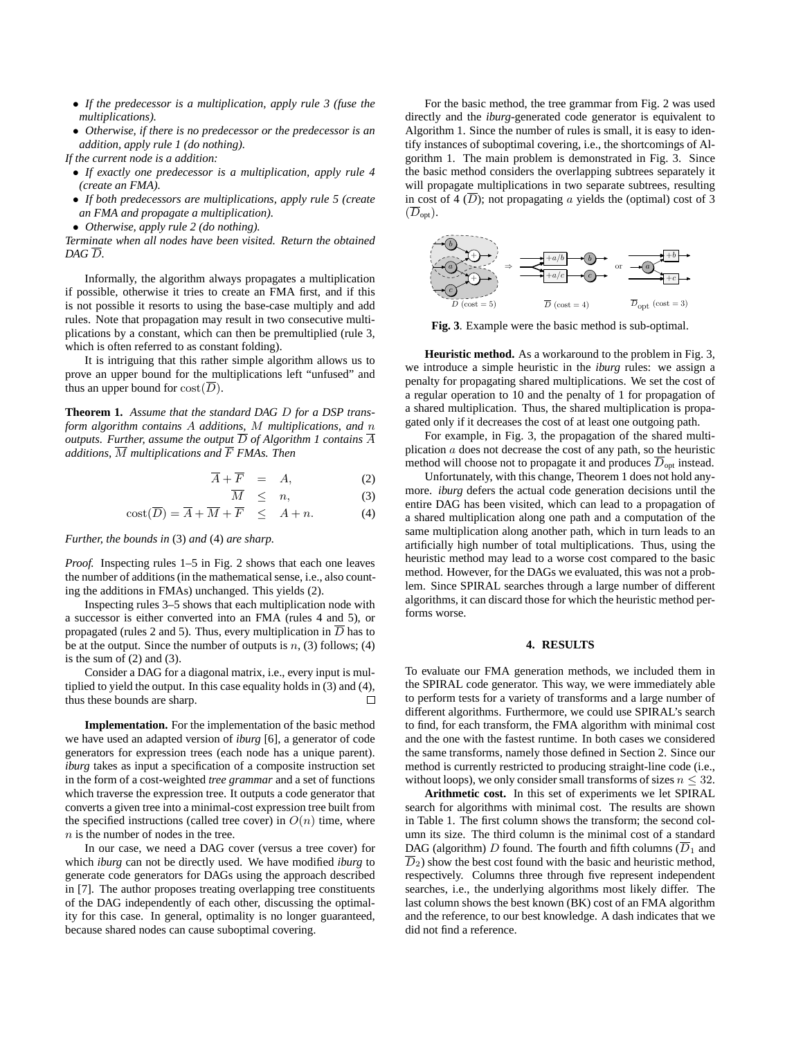- *If the predecessor is a multiplication, apply rule 3 (fuse the multiplications).*
- *Otherwise, if there is no predecessor or the predecessor is an addition, apply rule 1 (do nothing).*

*If the current node is a addition:*

- *If exactly one predecessor is a multiplication, apply rule 4 (create an FMA).*
- *If both predecessors are multiplications, apply rule 5 (create an FMA and propagate a multiplication).*
- *Otherwise, apply rule 2 (do nothing).*

*Terminate when all nodes have been visited. Return the obtained DAG $\overline{D}$.*

Informally, the algorithm always propagates a multiplication if possible, otherwise it tries to create an FMA first, and if this is not possible it resorts to using the base-case multiply and add rules. Note that propagation may result in two consecutive multiplications by a constant, which can then be premultiplied (rule 3, which is often referred to as constant folding).

It is intriguing that this rather simple algorithm allows us to prove an upper bound for the multiplications left "unfused" and thus an upper bound for $\mathrm{cost}(\overline{D})$.

**Theorem 1.** *Assume that the standard DAG $D$ for a DSP transform algorithm contains $A$ additions, $M$ multiplications, and $n$ outputs. Further, assume the output $\overline{D}$ of Algorithm 1 contains $\overline{A}$ additions, $\overline{M}$ multiplications and $\overline{F}$ FMAs. Then*

$$\overline{A} + \overline{F} \quad = \quad A, \tag{2}$$

$$\overline{M} \quad \leq \quad n, \tag{3}$$

$$\mathrm{cost}(\overline{D}) = \overline{A} + \overline{M} + \overline{F} \quad \leq \quad A + n. \tag{4}$$

*Further, the bounds in (3) and (4) are sharp.*

*Proof.* Inspecting rules 1–5 in Fig. 2 shows that each one leaves the number of additions (in the mathematical sense, i.e., also counting the additions in FMAs) unchanged. This yields (2).

Inspecting rules 3–5 shows that each multiplication node with a successor is either converted into an FMA (rules 4 and 5), or propagated (rules 2 and 5). Thus, every multiplication in $\overline{D}$ has to be at the output. Since the number of outputs is $n$, (3) follows; (4) is the sum of (2) and (3).

Consider a DAG for a diagonal matrix, i.e., every input is multiplied to yield the output. In this case equality holds in (3) and (4), thus these bounds are sharp. □

**Implementation.** For the implementation of the basic method we have used an adapted version of *iburg* [6], a generator of code generators for expression trees (each node has a unique parent). *iburg* takes as input a specification of a composite instruction set in the form of a cost-weighted *tree grammar* and a set of functions which traverse the expression tree. It outputs a code generator that converts a given tree into a minimal-cost expression tree built from the specified instructions (called tree cover) in $O(n)$ time, where $n$ is the number of nodes in the tree.

In our case, we need a DAG cover (versus a tree cover) for which *iburg* can not be directly used. We have modified *iburg* to generate code generators for DAGs using the approach described in [7]. The author proposes treating overlapping tree constituents of the DAG independently of each other, discussing the optimality for this case. In general, optimality is no longer guaranteed, because shared nodes can cause suboptimal covering.

For the basic method, the tree grammar from Fig. 2 was used directly and the *iburg*-generated code generator is equivalent to Algorithm 1. Since the number of rules is small, it is easy to identify instances of suboptimal covering, i.e., the shortcomings of Algorithm 1. The main problem is demonstrated in Fig. 3. Since the basic method considers the overlapping subtrees separately it will propagate multiplications in two separate subtrees, resulting in cost of 4 ($\overline{D}$); not propagating $a$ yields the (optimal) cost of 3 ($\overline{D}_{\mathrm{opt}}$).

**Fig. 3**. Example were the basic method is sub-optimal.

**Heuristic method.** As a workaround to the problem in Fig. 3, we introduce a simple heuristic in the *iburg* rules: we assign a penalty for propagating shared multiplications. We set the cost of a regular operation to 10 and the penalty of 1 for propagation of a shared multiplication. Thus, the shared multiplication is propagated only if it decreases the cost of at least one outgoing path.

For example, in Fig. 3, the propagation of the shared multiplication $a$ does not decrease the cost of any path, so the heuristic method will choose not to propagate it and produces $\overline{D}_{\mathrm{opt}}$ instead.

Unfortunately, with this change, Theorem 1 does not hold anymore. *iburg* defers the actual code generation decisions until the entire DAG has been visited, which can lead to a propagation of a shared multiplication along one path and a computation of the same multiplication along another path, which in turn leads to an artificially high number of total multiplications. Thus, using the heuristic method may lead to a worse cost compared to the basic method. However, for the DAGs we evaluated, this was not a problem. Since SPIRAL searches through a large number of different algorithms, it can discard those for which the heuristic method performs worse.

## 4. RESULTS

To evaluate our FMA generation methods, we included them in the SPIRAL code generator. This way, we were immediately able to perform tests for a variety of transforms and a large number of different algorithms. Furthermore, we could use SPIRAL's search to find, for each transform, the FMA algorithm with minimal cost and the one with the fastest runtime. In both cases we considered the same transforms, namely those defined in Section 2. Since our method is currently restricted to producing straight-line code (i.e., without loops), we only consider small transforms of sizes $n \leq 32$.

**Arithmetic cost.** In this set of experiments we let SPIRAL search for algorithms with minimal cost. The results are shown in Table 1. The first column shows the transform; the second column its size. The third column is the minimal cost of a standard DAG (algorithm) $D$ found. The fourth and fifth columns ($\overline{D}_1$ and $\overline{D}_2$) show the best cost found with the basic and heuristic method, respectively. Columns three through five represent independent searches, i.e., the underlying algorithms most likely differ. The last column shows the best known (BK) cost of an FMA algorithm and the reference, to our best knowledge. A dash indicates that we did not find a reference.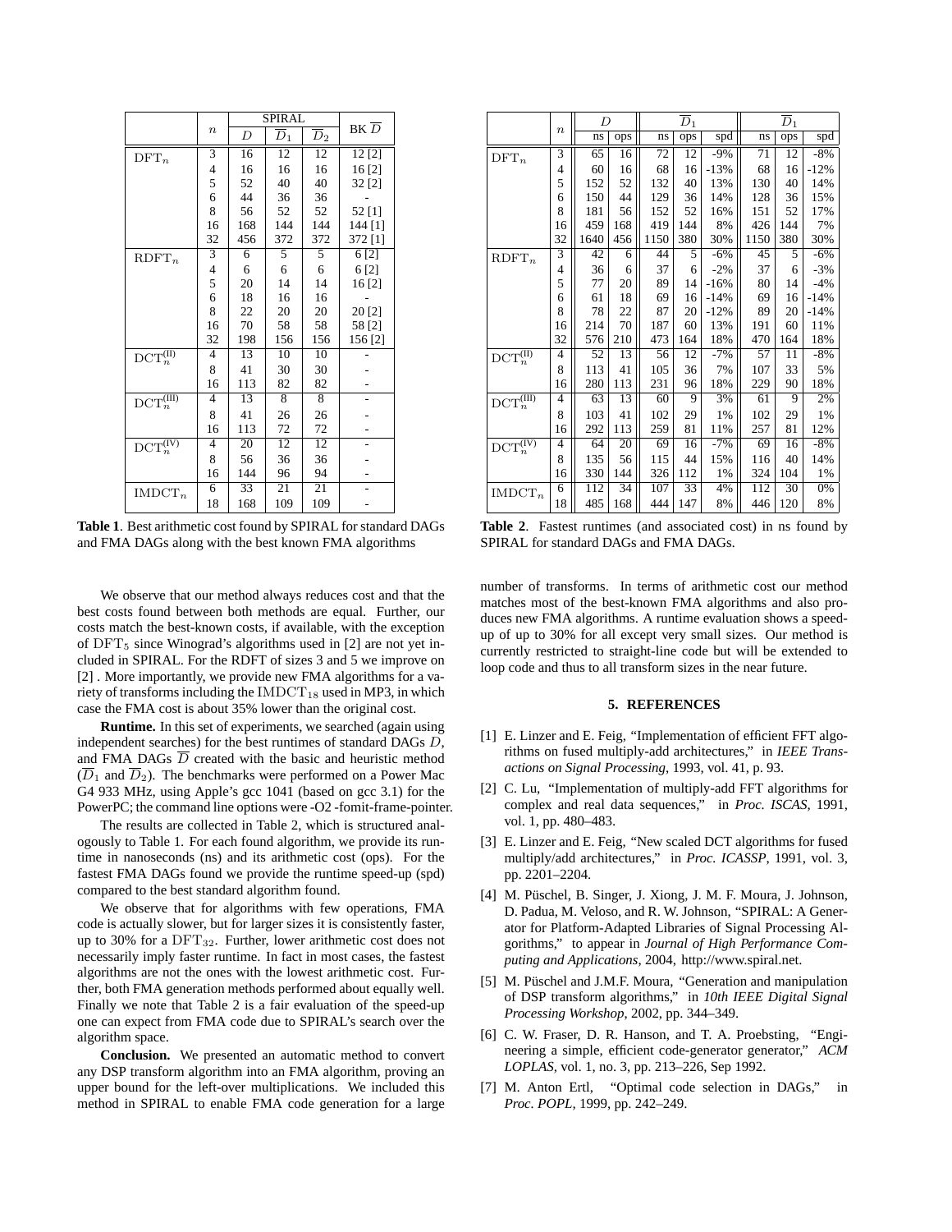| | $n$ | SPIRAL | | | BK $\overline{D}$ |
|---|---|---|---|---|---|
| | | $D$ | $\overline{D}_1$ | $\overline{D}_2$ | |
| $\mathrm{DFT}_n$ | 3 | 16 | 12 | 12 | 12 [2] |
| | 4 | 16 | 16 | 16 | 16 [2] |
| | 5 | 52 | 40 | 40 | 32 [2] |
| | 6 | 44 | 36 | 36 | - |
| | 8 | 56 | 52 | 52 | 52 [1] |
| | 16 | 168 | 144 | 144 | 144 [1] |
| | 32 | 456 | 372 | 372 | 372 [1] |
| $\mathrm{RDFT}_n$ | 3 | 6 | 5 | 5 | 6 [2] |
| | 4 | 6 | 6 | 6 | 6 [2] |
| | 5 | 20 | 14 | 14 | 16 [2] |
| | 6 | 18 | 16 | 16 | - |
| | 8 | 22 | 20 | 20 | 20 [2] |
| | 16 | 70 | 58 | 58 | 58 [2] |
| | 32 | 198 | 156 | 156 | 156 [2] |
| $\mathrm{DCT}_n^{(\mathrm{II})}$ | 4 | 13 | 10 | 10 | - |
| | 8 | 41 | 30 | 30 | - |
| | 16 | 113 | 82 | 82 | - |
| $\mathrm{DCT}_n^{(\mathrm{III})}$ | 4 | 13 | 8 | 8 | - |
| | 8 | 41 | 26 | 26 | - |
| | 16 | 113 | 72 | 72 | - |
| $\mathrm{DCT}_n^{(\mathrm{IV})}$ | 4 | 20 | 12 | 12 | - |
| | 8 | 56 | 36 | 36 | - |
| | 16 | 144 | 96 | 94 | - |
| $\mathrm{IMDCT}_n$ | 6 | 33 | 21 | 21 | - |
| | 18 | 168 | 109 | 109 | - |

**Table 1**. Best arithmetic cost found by SPIRAL for standard DAGs and FMA DAGs along with the best known FMA algorithms

We observe that our method always reduces cost and that the best costs found between both methods are equal. Further, our costs match the best-known costs, if available, with the exception of $\mathrm{DFT}_5$ since Winograd's algorithms used in [2] are not yet included in SPIRAL. For the RDFT of sizes 3 and 5 we improve on [2] . More importantly, we provide new FMA algorithms for a variety of transforms including the $\mathrm{IMDCT}_{18}$ used in MP3, in which case the FMA cost is about 35% lower than the original cost.

**Runtime.** In this set of experiments, we searched (again using independent searches) for the best runtimes of standard DAGs $D$, and FMA DAGs $\overline{D}$ created with the basic and heuristic method ($\overline{D}_1$ and $\overline{D}_2$). The benchmarks were performed on a Power Mac G4 933 MHz, using Apple's gcc 1041 (based on gcc 3.1) for the PowerPC; the command line options were -O2 -fomit-frame-pointer.

The results are collected in Table 2, which is structured analogously to Table 1. For each found algorithm, we provide its runtime in nanoseconds (ns) and its arithmetic cost (ops). For the fastest FMA DAGs found we provide the runtime speed-up (spd) compared to the best standard algorithm found.

We observe that for algorithms with few operations, FMA code is actually slower, but for larger sizes it is consistently faster, up to 30% for a $\mathrm{DFT}_{32}$. Further, lower arithmetic cost does not necessarily imply faster runtime. In fact in most cases, the fastest algorithms are not the ones with the lowest arithmetic cost. Further, both FMA generation methods performed about equally well. Finally we note that Table 2 is a fair evaluation of the speed-up one can expect from FMA code due to SPIRAL's search over the algorithm space.

**Conclusion.** We presented an automatic method to convert any DSP transform algorithm into an FMA algorithm, proving an upper bound for the left-over multiplications. We included this method in SPIRAL to enable FMA code generation for a large

| | $n$ | $D$ | | $\overline{D}_1$ | | | $\overline{D}_1$ | | |
|---|---|---|---|---|---|---|---|---|---|
| | | ns | ops | ns | ops | spd | ns | ops | spd |
| $\mathrm{DFT}_n$ | 3 | 65 | 16 | 72 | 12 | -9% | 71 | 12 | -8% |
| | 4 | 60 | 16 | 68 | 16 | -13% | 68 | 16 | -12% |
| | 5 | 152 | 52 | 132 | 40 | 13% | 130 | 40 | 14% |
| | 6 | 150 | 44 | 129 | 36 | 14% | 128 | 36 | 15% |
| | 8 | 181 | 56 | 152 | 52 | 16% | 151 | 52 | 17% |
| | 16 | 459 | 168 | 419 | 144 | 8% | 426 | 144 | 7% |
| | 32 | 1640 | 456 | 1150 | 380 | 30% | 1150 | 380 | 30% |
| $\mathrm{RDFT}_n$ | 3 | 42 | 6 | 44 | 5 | -6% | 45 | 5 | -6% |
| | 4 | 36 | 6 | 37 | 6 | -2% | 37 | 6 | -3% |
| | 5 | 77 | 20 | 89 | 14 | -16% | 80 | 14 | -4% |
| | 6 | 61 | 18 | 69 | 16 | -14% | 69 | 16 | -14% |
| | 8 | 78 | 22 | 87 | 20 | -12% | 89 | 20 | -14% |
| | 16 | 214 | 70 | 187 | 60 | 13% | 191 | 60 | 11% |
| | 32 | 576 | 210 | 473 | 164 | 18% | 470 | 164 | 18% |
| $\mathrm{DCT}_n^{(\mathrm{II})}$ | 4 | 52 | 13 | 56 | 12 | -7% | 57 | 11 | -8% |
| | 8 | 113 | 41 | 105 | 36 | 7% | 107 | 33 | 5% |
| | 16 | 280 | 113 | 231 | 96 | 18% | 229 | 90 | 18% |
| $\mathrm{DCT}_n^{(\mathrm{III})}$ | 4 | 63 | 13 | 60 | 9 | 3% | 61 | 9 | 2% |
| | 8 | 103 | 41 | 102 | 29 | 1% | 102 | 29 | 1% |
| | 16 | 292 | 113 | 259 | 81 | 11% | 257 | 81 | 12% |
| $\mathrm{DCT}_n^{(\mathrm{IV})}$ | 4 | 64 | 20 | 69 | 16 | -7% | 69 | 16 | -8% |
| | 8 | 135 | 56 | 115 | 44 | 15% | 116 | 40 | 14% |
| | 16 | 330 | 144 | 326 | 112 | 1% | 324 | 104 | 1% |
| $\mathrm{IMDCT}_n$ | 6 | 112 | 34 | 107 | 33 | 4% | 112 | 30 | 0% |
| | 18 | 485 | 168 | 444 | 147 | 8% | 446 | 120 | 8% |

**Table 2**. Fastest runtimes (and associated cost) in ns found by SPIRAL for standard DAGs and FMA DAGs.

number of transforms. In terms of arithmetic cost our method matches most of the best-known FMA algorithms and also produces new FMA algorithms. A runtime evaluation shows a speed-up of up to 30% for all except very small sizes. Our method is currently restricted to straight-line code but will be extended to loop code and thus to all transform sizes in the near future.

## 5. REFERENCES

[1] E. Linzer and E. Feig, "Implementation of efficient FFT algorithms on fused multiply-add architectures," in *IEEE Transactions on Signal Processing*, 1993, vol. 41, p. 93.

[2] C. Lu, "Implementation of multiply-add FFT algorithms for complex and real data sequences," in *Proc. ISCAS*, 1991, vol. 1, pp. 480–483.

[3] E. Linzer and E. Feig, "New scaled DCT algorithms for fused multiply/add architectures," in *Proc. ICASSP*, 1991, vol. 3, pp. 2201–2204.

[4] M. Püschel, B. Singer, J. Xiong, J. M. F. Moura, J. Johnson, D. Padua, M. Veloso, and R. W. Johnson, "SPIRAL: A Generator for Platform-Adapted Libraries of Signal Processing Algorithms," to appear in *Journal of High Performance Computing and Applications*, 2004, http://www.spiral.net.

[5] M. Püschel and J.M.F. Moura, "Generation and manipulation of DSP transform algorithms," in *10th IEEE Digital Signal Processing Workshop*, 2002, pp. 344–349.

[6] C. W. Fraser, D. R. Hanson, and T. A. Proebsting, "Engineering a simple, efficient code-generator generator," *ACM LOPLAS*, vol. 1, no. 3, pp. 213–226, Sep 1992.

[7] M. Anton Ertl, "Optimal code selection in DAGs," in *Proc. POPL*, 1999, pp. 242–249.